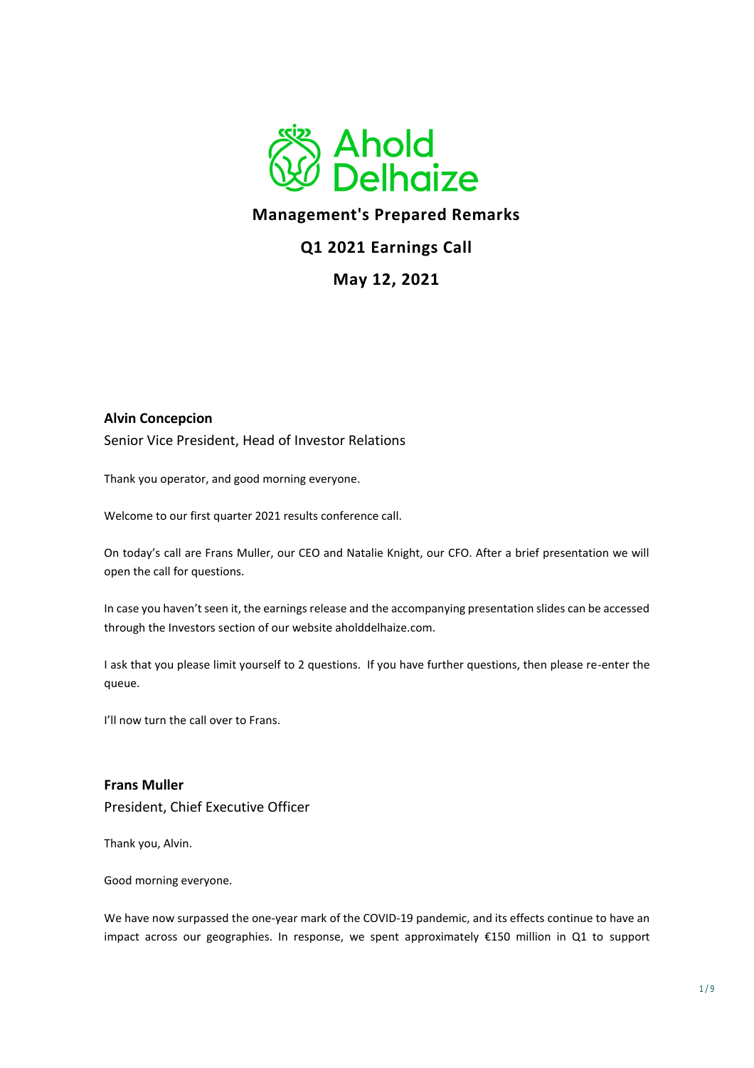# Management's Prepared Remarks

## Q1 2021 Earnings Call

## May 12, 2021

**Alvin Concepcion**

Senior Vice President, Head of Investor Relations

Thank you operator, and good morning everyone.

Welcome to our first quarter 2021 results conference call.

On today's call are Frans Muller, our CEO and Natalie Knight, our CFO. After a brief presentation we will open the call for questions.

In case you haven't seen it, the earnings release and the accompanying presentation slides can be accessed through the Investors section of our website aholddelhaize.com.

I ask that you please limit yourself to 2 questions. If you have further questions, then please re-enter the queue.

I'll now turn the call over to Frans.

**Frans Muller**

President, Chief Executive Officer

Thank you, Alvin.

Good morning everyone.

We have now surpassed the one-year mark of the COVID-19 pandemic, and its effects continue to have an impact across our geographies. In response, we spent approximately €150 million in Q1 to support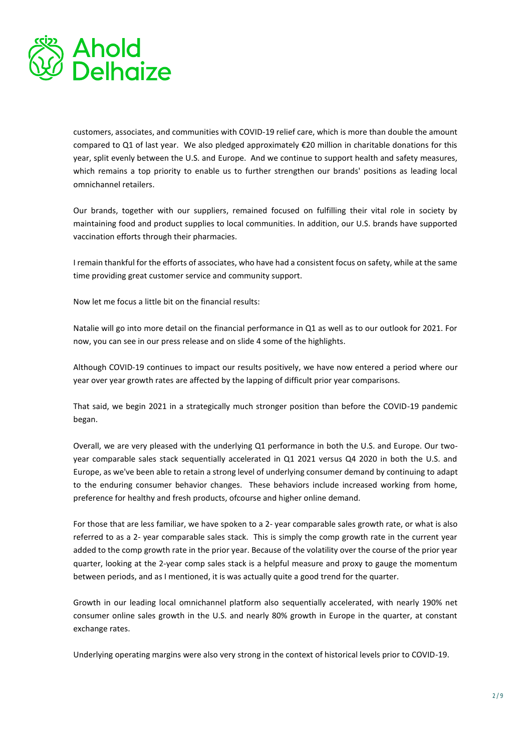customers, associates, and communities with COVID-19 relief care, which is more than double the amount compared to Q1 of last year. We also pledged approximately €20 million in charitable donations for this year, split evenly between the U.S. and Europe. And we continue to support health and safety measures, which remains a top priority to enable us to further strengthen our brands' positions as leading local omnichannel retailers.

Our brands, together with our suppliers, remained focused on fulfilling their vital role in society by maintaining food and product supplies to local communities. In addition, our U.S. brands have supported vaccination efforts through their pharmacies.

I remain thankful for the efforts of associates, who have had a consistent focus on safety, while at the same time providing great customer service and community support.

Now let me focus a little bit on the financial results:

Natalie will go into more detail on the financial performance in Q1 as well as to our outlook for 2021. For now, you can see in our press release and on slide 4 some of the highlights.

Although COVID-19 continues to impact our results positively, we have now entered a period where our year over year growth rates are affected by the lapping of difficult prior year comparisons.

That said, we begin 2021 in a strategically much stronger position than before the COVID-19 pandemic began.

Overall, we are very pleased with the underlying Q1 performance in both the U.S. and Europe. Our two-year comparable sales stack sequentially accelerated in Q1 2021 versus Q4 2020 in both the U.S. and Europe, as we've been able to retain a strong level of underlying consumer demand by continuing to adapt to the enduring consumer behavior changes. These behaviors include increased working from home, preference for healthy and fresh products, ofcourse and higher online demand.

For those that are less familiar, we have spoken to a 2- year comparable sales growth rate, or what is also referred to as a 2- year comparable sales stack. This is simply the comp growth rate in the current year added to the comp growth rate in the prior year. Because of the volatility over the course of the prior year quarter, looking at the 2-year comp sales stack is a helpful measure and proxy to gauge the momentum between periods, and as I mentioned, it is was actually quite a good trend for the quarter.

Growth in our leading local omnichannel platform also sequentially accelerated, with nearly 190% net consumer online sales growth in the U.S. and nearly 80% growth in Europe in the quarter, at constant exchange rates.

Underlying operating margins were also very strong in the context of historical levels prior to COVID-19.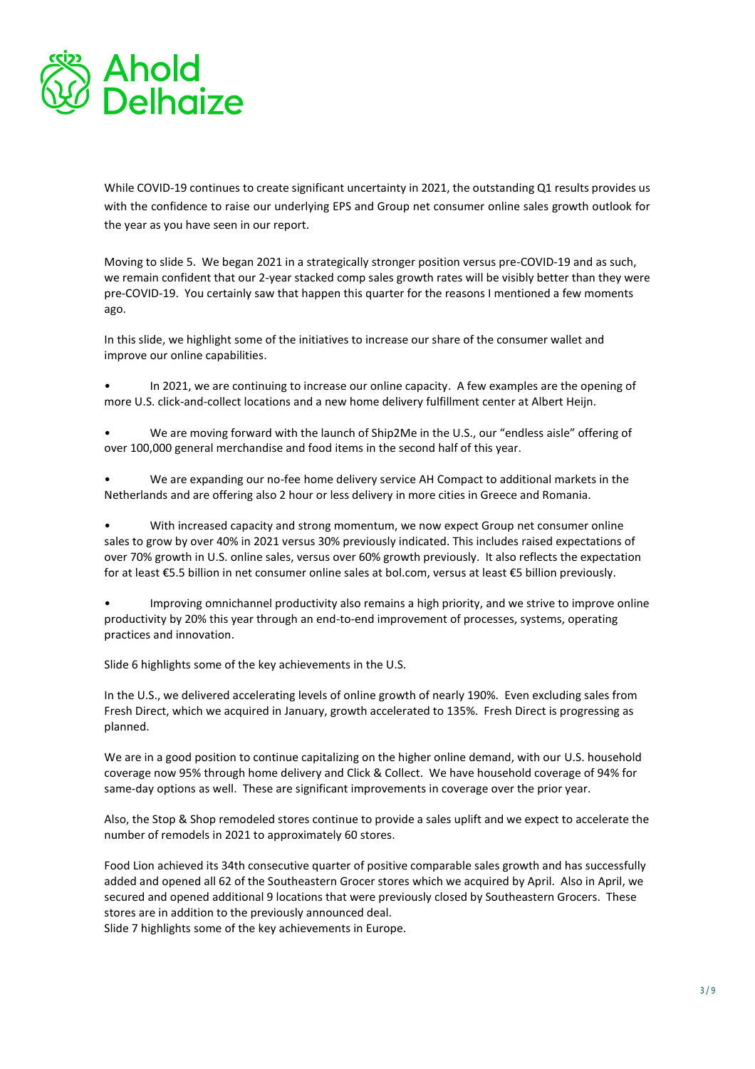While COVID-19 continues to create significant uncertainty in 2021, the outstanding Q1 results provides us with the confidence to raise our underlying EPS and Group net consumer online sales growth outlook for the year as you have seen in our report.

Moving to slide 5. We began 2021 in a strategically stronger position versus pre-COVID-19 and as such, we remain confident that our 2-year stacked comp sales growth rates will be visibly better than they were pre-COVID-19. You certainly saw that happen this quarter for the reasons I mentioned a few moments ago.

In this slide, we highlight some of the initiatives to increase our share of the consumer wallet and improve our online capabilities.

- In 2021, we are continuing to increase our online capacity. A few examples are the opening of more U.S. click-and-collect locations and a new home delivery fulfillment center at Albert Heijn.
- We are moving forward with the launch of Ship2Me in the U.S., our "endless aisle" offering of over 100,000 general merchandise and food items in the second half of this year.
- We are expanding our no-fee home delivery service AH Compact to additional markets in the Netherlands and are offering also 2 hour or less delivery in more cities in Greece and Romania.
- With increased capacity and strong momentum, we now expect Group net consumer online sales to grow by over 40% in 2021 versus 30% previously indicated. This includes raised expectations of over 70% growth in U.S. online sales, versus over 60% growth previously. It also reflects the expectation for at least €5.5 billion in net consumer online sales at bol.com, versus at least €5 billion previously.
- Improving omnichannel productivity also remains a high priority, and we strive to improve online productivity by 20% this year through an end-to-end improvement of processes, systems, operating practices and innovation.

Slide 6 highlights some of the key achievements in the U.S.

In the U.S., we delivered accelerating levels of online growth of nearly 190%. Even excluding sales from Fresh Direct, which we acquired in January, growth accelerated to 135%. Fresh Direct is progressing as planned.

We are in a good position to continue capitalizing on the higher online demand, with our U.S. household coverage now 95% through home delivery and Click & Collect. We have household coverage of 94% for same-day options as well. These are significant improvements in coverage over the prior year.

Also, the Stop & Shop remodeled stores continue to provide a sales uplift and we expect to accelerate the number of remodels in 2021 to approximately 60 stores.

Food Lion achieved its 34th consecutive quarter of positive comparable sales growth and has successfully added and opened all 62 of the Southeastern Grocer stores which we acquired by April. Also in April, we secured and opened additional 9 locations that were previously closed by Southeastern Grocers. These stores are in addition to the previously announced deal.

Slide 7 highlights some of the key achievements in Europe.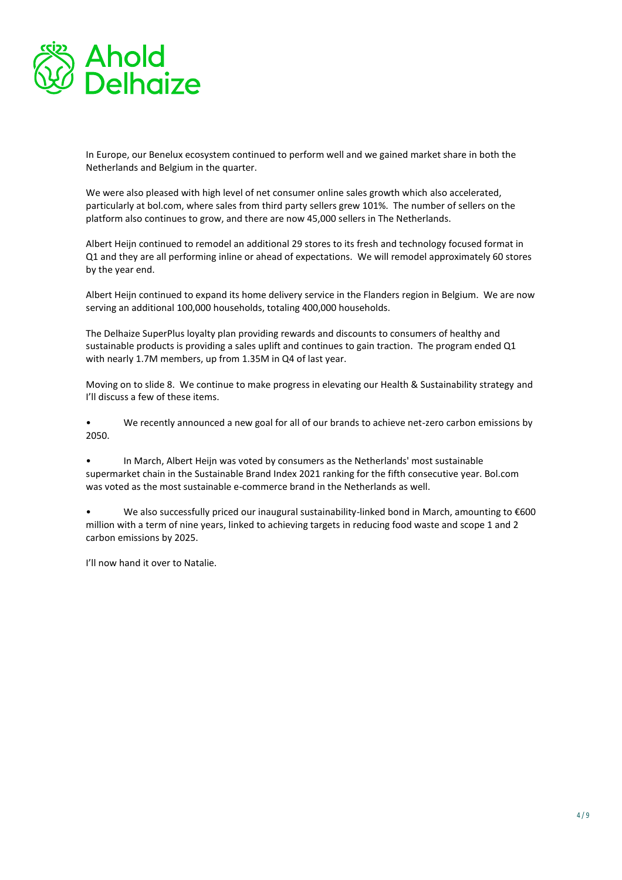In Europe, our Benelux ecosystem continued to perform well and we gained market share in both the Netherlands and Belgium in the quarter.

We were also pleased with high level of net consumer online sales growth which also accelerated, particularly at bol.com, where sales from third party sellers grew 101%. The number of sellers on the platform also continues to grow, and there are now 45,000 sellers in The Netherlands.

Albert Heijn continued to remodel an additional 29 stores to its fresh and technology focused format in Q1 and they are all performing inline or ahead of expectations. We will remodel approximately 60 stores by the year end.

Albert Heijn continued to expand its home delivery service in the Flanders region in Belgium. We are now serving an additional 100,000 households, totaling 400,000 households.

The Delhaize SuperPlus loyalty plan providing rewards and discounts to consumers of healthy and sustainable products is providing a sales uplift and continues to gain traction. The program ended Q1 with nearly 1.7M members, up from 1.35M in Q4 of last year.

Moving on to slide 8. We continue to make progress in elevating our Health & Sustainability strategy and I'll discuss a few of these items.

- We recently announced a new goal for all of our brands to achieve net-zero carbon emissions by 2050.
- In March, Albert Heijn was voted by consumers as the Netherlands' most sustainable supermarket chain in the Sustainable Brand Index 2021 ranking for the fifth consecutive year. Bol.com was voted as the most sustainable e-commerce brand in the Netherlands as well.
- We also successfully priced our inaugural sustainability-linked bond in March, amounting to €600 million with a term of nine years, linked to achieving targets in reducing food waste and scope 1 and 2 carbon emissions by 2025.

I'll now hand it over to Natalie.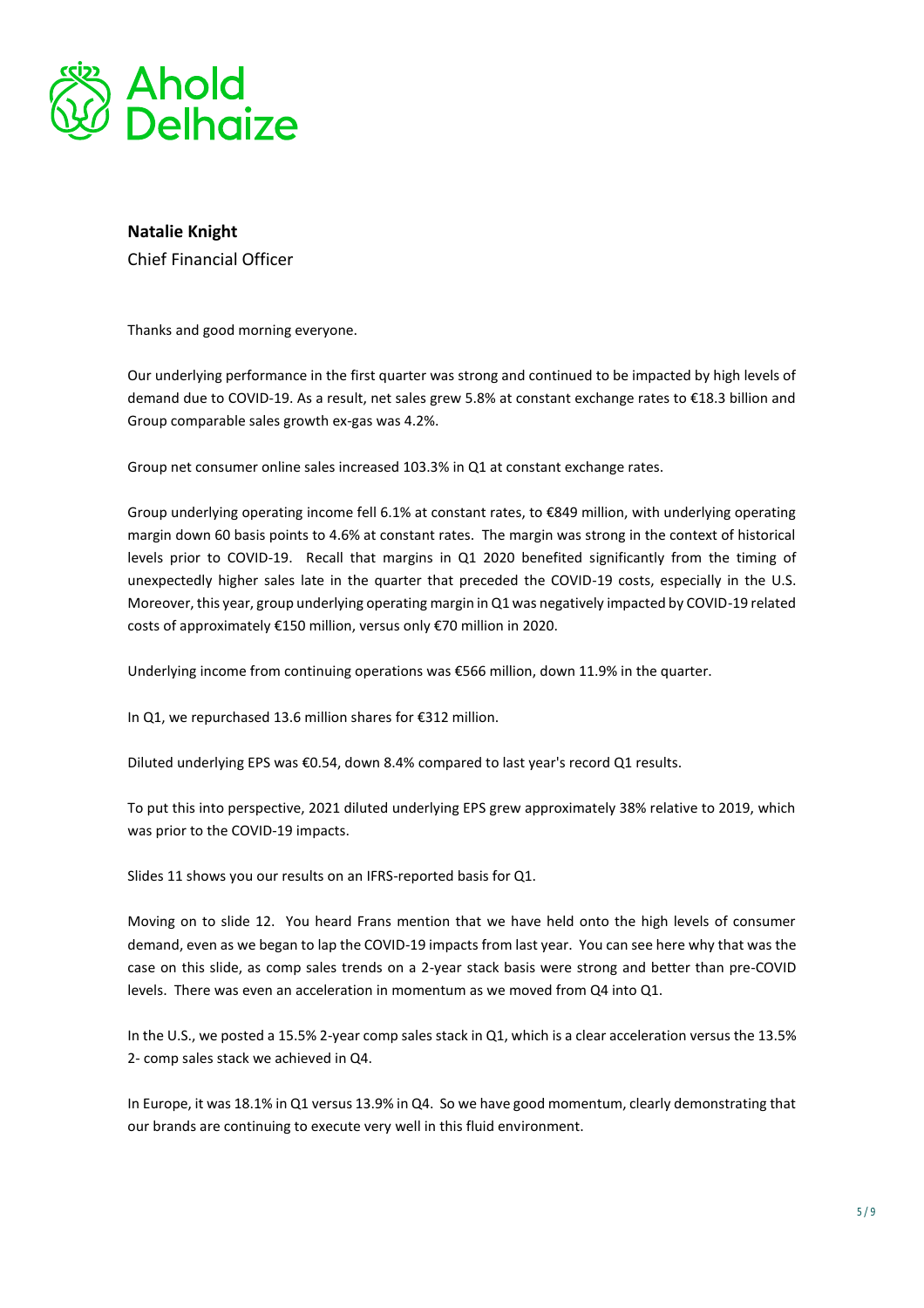**Natalie Knight**

Chief Financial Officer

Thanks and good morning everyone.

Our underlying performance in the first quarter was strong and continued to be impacted by high levels of demand due to COVID-19. As a result, net sales grew 5.8% at constant exchange rates to €18.3 billion and Group comparable sales growth ex-gas was 4.2%.

Group net consumer online sales increased 103.3% in Q1 at constant exchange rates.

Group underlying operating income fell 6.1% at constant rates, to €849 million, with underlying operating margin down 60 basis points to 4.6% at constant rates. The margin was strong in the context of historical levels prior to COVID-19. Recall that margins in Q1 2020 benefited significantly from the timing of unexpectedly higher sales late in the quarter that preceded the COVID-19 costs, especially in the U.S. Moreover, this year, group underlying operating margin in Q1 was negatively impacted by COVID-19 related costs of approximately €150 million, versus only €70 million in 2020.

Underlying income from continuing operations was €566 million, down 11.9% in the quarter.

In Q1, we repurchased 13.6 million shares for €312 million.

Diluted underlying EPS was €0.54, down 8.4% compared to last year's record Q1 results.

To put this into perspective, 2021 diluted underlying EPS grew approximately 38% relative to 2019, which was prior to the COVID-19 impacts.

Slides 11 shows you our results on an IFRS-reported basis for Q1.

Moving on to slide 12. You heard Frans mention that we have held onto the high levels of consumer demand, even as we began to lap the COVID-19 impacts from last year. You can see here why that was the case on this slide, as comp sales trends on a 2-year stack basis were strong and better than pre-COVID levels. There was even an acceleration in momentum as we moved from Q4 into Q1.

In the U.S., we posted a 15.5% 2-year comp sales stack in Q1, which is a clear acceleration versus the 13.5% 2- comp sales stack we achieved in Q4.

In Europe, it was 18.1% in Q1 versus 13.9% in Q4. So we have good momentum, clearly demonstrating that our brands are continuing to execute very well in this fluid environment.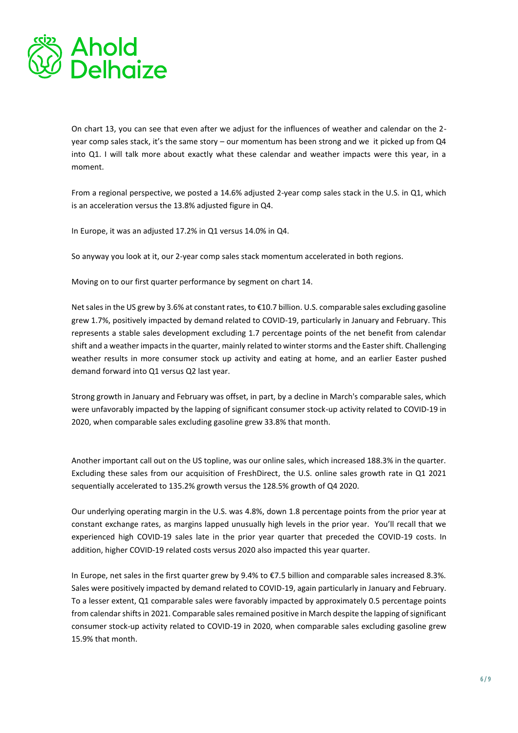On chart 13, you can see that even after we adjust for the influences of weather and calendar on the 2-year comp sales stack, it's the same story – our momentum has been strong and we it picked up from Q4 into Q1. I will talk more about exactly what these calendar and weather impacts were this year, in a moment.

From a regional perspective, we posted a 14.6% adjusted 2-year comp sales stack in the U.S. in Q1, which is an acceleration versus the 13.8% adjusted figure in Q4.

In Europe, it was an adjusted 17.2% in Q1 versus 14.0% in Q4.

So anyway you look at it, our 2-year comp sales stack momentum accelerated in both regions.

Moving on to our first quarter performance by segment on chart 14.

Net sales in the US grew by 3.6% at constant rates, to €10.7 billion. U.S. comparable sales excluding gasoline grew 1.7%, positively impacted by demand related to COVID-19, particularly in January and February. This represents a stable sales development excluding 1.7 percentage points of the net benefit from calendar shift and a weather impacts in the quarter, mainly related to winter storms and the Easter shift. Challenging weather results in more consumer stock up activity and eating at home, and an earlier Easter pushed demand forward into Q1 versus Q2 last year.

Strong growth in January and February was offset, in part, by a decline in March's comparable sales, which were unfavorably impacted by the lapping of significant consumer stock-up activity related to COVID-19 in 2020, when comparable sales excluding gasoline grew 33.8% that month.

Another important call out on the US topline, was our online sales, which increased 188.3% in the quarter. Excluding these sales from our acquisition of FreshDirect, the U.S. online sales growth rate in Q1 2021 sequentially accelerated to 135.2% growth versus the 128.5% growth of Q4 2020.

Our underlying operating margin in the U.S. was 4.8%, down 1.8 percentage points from the prior year at constant exchange rates, as margins lapped unusually high levels in the prior year. You'll recall that we experienced high COVID-19 sales late in the prior year quarter that preceded the COVID-19 costs. In addition, higher COVID-19 related costs versus 2020 also impacted this year quarter.

In Europe, net sales in the first quarter grew by 9.4% to €7.5 billion and comparable sales increased 8.3%. Sales were positively impacted by demand related to COVID-19, again particularly in January and February. To a lesser extent, Q1 comparable sales were favorably impacted by approximately 0.5 percentage points from calendar shifts in 2021. Comparable sales remained positive in March despite the lapping of significant consumer stock-up activity related to COVID-19 in 2020, when comparable sales excluding gasoline grew 15.9% that month.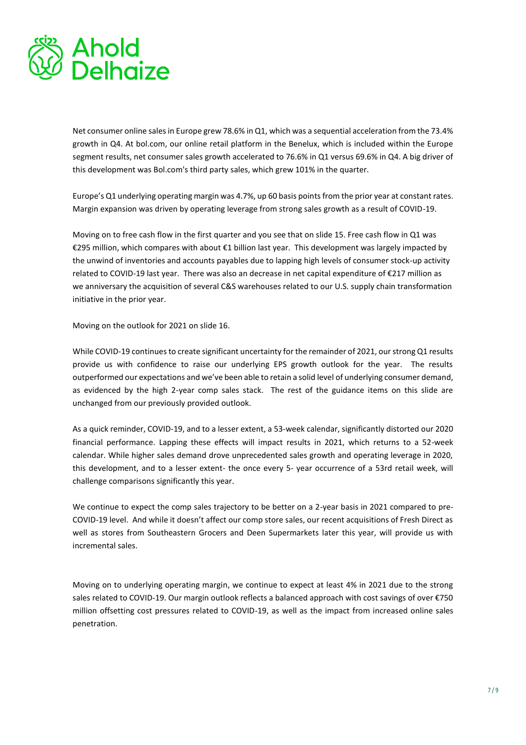Net consumer online sales in Europe grew 78.6% in Q1, which was a sequential acceleration from the 73.4% growth in Q4. At bol.com, our online retail platform in the Benelux, which is included within the Europe segment results, net consumer sales growth accelerated to 76.6% in Q1 versus 69.6% in Q4. A big driver of this development was Bol.com's third party sales, which grew 101% in the quarter.

Europe's Q1 underlying operating margin was 4.7%, up 60 basis points from the prior year at constant rates. Margin expansion was driven by operating leverage from strong sales growth as a result of COVID-19.

Moving on to free cash flow in the first quarter and you see that on slide 15. Free cash flow in Q1 was €295 million, which compares with about €1 billion last year. This development was largely impacted by the unwind of inventories and accounts payables due to lapping high levels of consumer stock-up activity related to COVID-19 last year. There was also an decrease in net capital expenditure of €217 million as we anniversary the acquisition of several C&S warehouses related to our U.S. supply chain transformation initiative in the prior year.

Moving on the outlook for 2021 on slide 16.

While COVID-19 continues to create significant uncertainty for the remainder of 2021, our strong Q1 results provide us with confidence to raise our underlying EPS growth outlook for the year. The results outperformed our expectations and we've been able to retain a solid level of underlying consumer demand, as evidenced by the high 2-year comp sales stack. The rest of the guidance items on this slide are unchanged from our previously provided outlook.

As a quick reminder, COVID-19, and to a lesser extent, a 53-week calendar, significantly distorted our 2020 financial performance. Lapping these effects will impact results in 2021, which returns to a 52-week calendar. While higher sales demand drove unprecedented sales growth and operating leverage in 2020, this development, and to a lesser extent- the once every 5- year occurrence of a 53rd retail week, will challenge comparisons significantly this year.

We continue to expect the comp sales trajectory to be better on a 2-year basis in 2021 compared to pre-COVID-19 level. And while it doesn't affect our comp store sales, our recent acquisitions of Fresh Direct as well as stores from Southeastern Grocers and Deen Supermarkets later this year, will provide us with incremental sales.

Moving on to underlying operating margin, we continue to expect at least 4% in 2021 due to the strong sales related to COVID-19. Our margin outlook reflects a balanced approach with cost savings of over €750 million offsetting cost pressures related to COVID-19, as well as the impact from increased online sales penetration.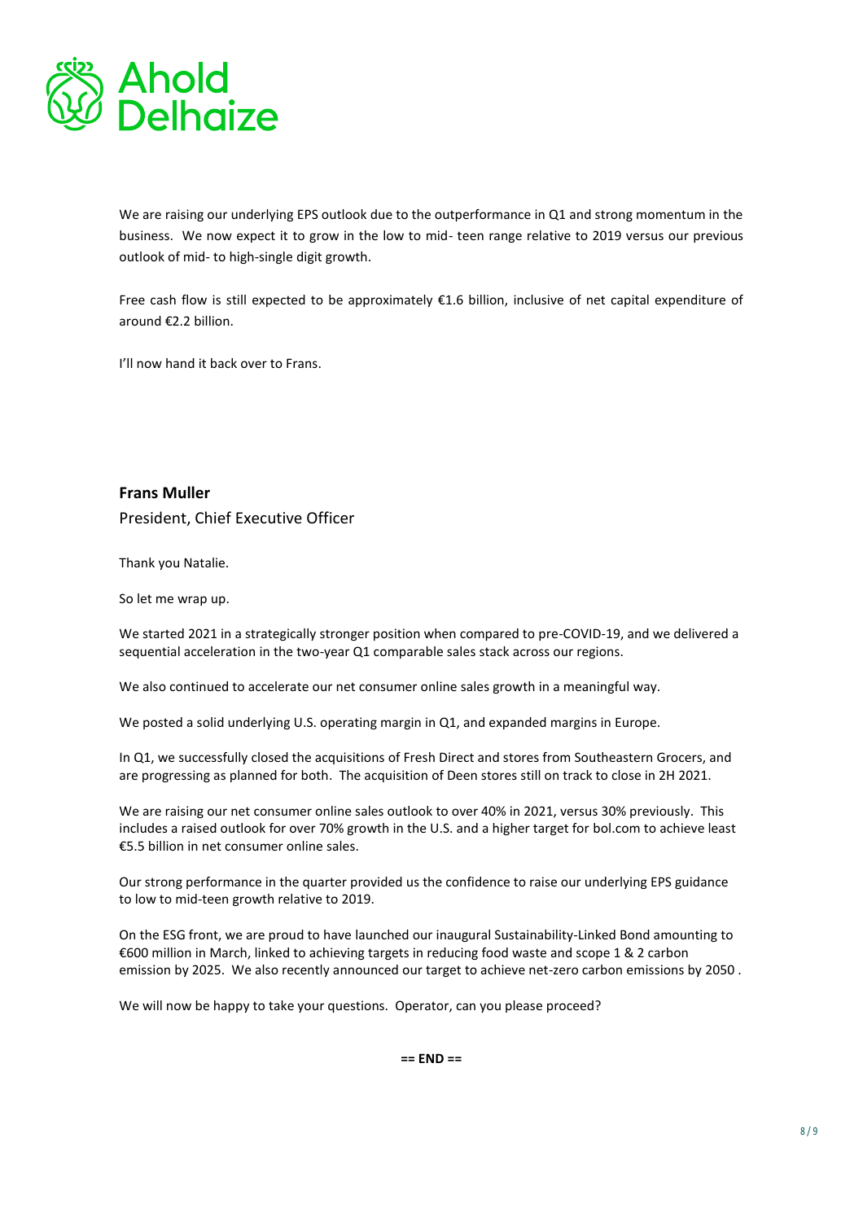We are raising our underlying EPS outlook due to the outperformance in Q1 and strong momentum in the business. We now expect it to grow in the low to mid- teen range relative to 2019 versus our previous outlook of mid- to high-single digit growth.

Free cash flow is still expected to be approximately €1.6 billion, inclusive of net capital expenditure of around €2.2 billion.

I'll now hand it back over to Frans.

**Frans Muller**

President, Chief Executive Officer

Thank you Natalie.

So let me wrap up.

We started 2021 in a strategically stronger position when compared to pre-COVID-19, and we delivered a sequential acceleration in the two-year Q1 comparable sales stack across our regions.

We also continued to accelerate our net consumer online sales growth in a meaningful way.

We posted a solid underlying U.S. operating margin in Q1, and expanded margins in Europe.

In Q1, we successfully closed the acquisitions of Fresh Direct and stores from Southeastern Grocers, and are progressing as planned for both. The acquisition of Deen stores still on track to close in 2H 2021.

We are raising our net consumer online sales outlook to over 40% in 2021, versus 30% previously. This includes a raised outlook for over 70% growth in the U.S. and a higher target for bol.com to achieve least €5.5 billion in net consumer online sales.

Our strong performance in the quarter provided us the confidence to raise our underlying EPS guidance to low to mid-teen growth relative to 2019.

On the ESG front, we are proud to have launched our inaugural Sustainability-Linked Bond amounting to €600 million in March, linked to achieving targets in reducing food waste and scope 1 & 2 carbon emission by 2025. We also recently announced our target to achieve net-zero carbon emissions by 2050 .

We will now be happy to take your questions. Operator, can you please proceed?

**== END ==**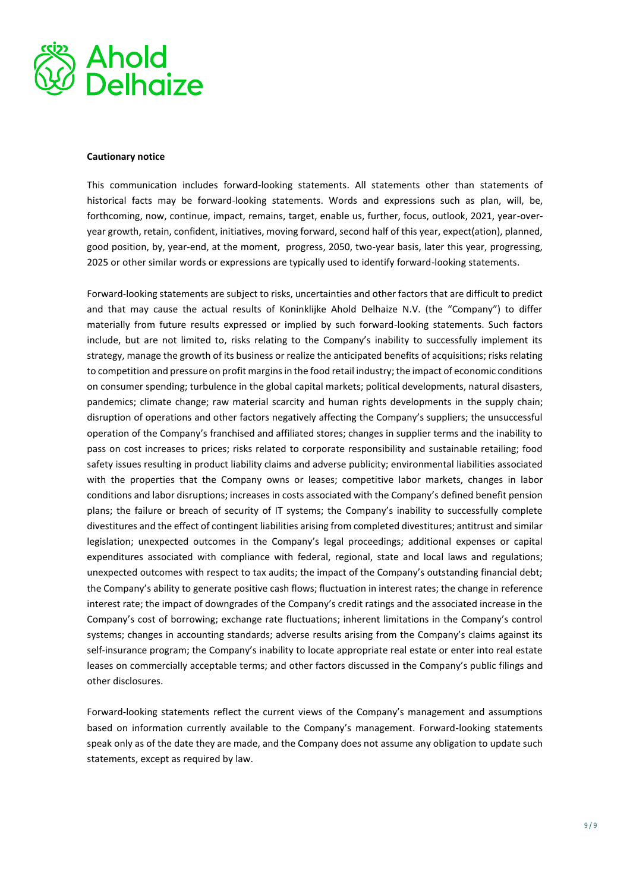**Cautionary notice**

This communication includes forward-looking statements. All statements other than statements of historical facts may be forward-looking statements. Words and expressions such as plan, will, be, forthcoming, now, continue, impact, remains, target, enable us, further, focus, outlook, 2021, year-over-year growth, retain, confident, initiatives, moving forward, second half of this year, expect(ation), planned, good position, by, year-end, at the moment, progress, 2050, two-year basis, later this year, progressing, 2025 or other similar words or expressions are typically used to identify forward-looking statements.

Forward-looking statements are subject to risks, uncertainties and other factors that are difficult to predict and that may cause the actual results of Koninklijke Ahold Delhaize N.V. (the "Company") to differ materially from future results expressed or implied by such forward-looking statements. Such factors include, but are not limited to, risks relating to the Company's inability to successfully implement its strategy, manage the growth of its business or realize the anticipated benefits of acquisitions; risks relating to competition and pressure on profit margins in the food retail industry; the impact of economic conditions on consumer spending; turbulence in the global capital markets; political developments, natural disasters, pandemics; climate change; raw material scarcity and human rights developments in the supply chain; disruption of operations and other factors negatively affecting the Company's suppliers; the unsuccessful operation of the Company's franchised and affiliated stores; changes in supplier terms and the inability to pass on cost increases to prices; risks related to corporate responsibility and sustainable retailing; food safety issues resulting in product liability claims and adverse publicity; environmental liabilities associated with the properties that the Company owns or leases; competitive labor markets, changes in labor conditions and labor disruptions; increases in costs associated with the Company's defined benefit pension plans; the failure or breach of security of IT systems; the Company's inability to successfully complete divestitures and the effect of contingent liabilities arising from completed divestitures; antitrust and similar legislation; unexpected outcomes in the Company's legal proceedings; additional expenses or capital expenditures associated with compliance with federal, regional, state and local laws and regulations; unexpected outcomes with respect to tax audits; the impact of the Company's outstanding financial debt; the Company's ability to generate positive cash flows; fluctuation in interest rates; the change in reference interest rate; the impact of downgrades of the Company's credit ratings and the associated increase in the Company's cost of borrowing; exchange rate fluctuations; inherent limitations in the Company's control systems; changes in accounting standards; adverse results arising from the Company's claims against its self-insurance program; the Company's inability to locate appropriate real estate or enter into real estate leases on commercially acceptable terms; and other factors discussed in the Company's public filings and other disclosures.

Forward-looking statements reflect the current views of the Company's management and assumptions based on information currently available to the Company's management. Forward-looking statements speak only as of the date they are made, and the Company does not assume any obligation to update such statements, except as required by law.